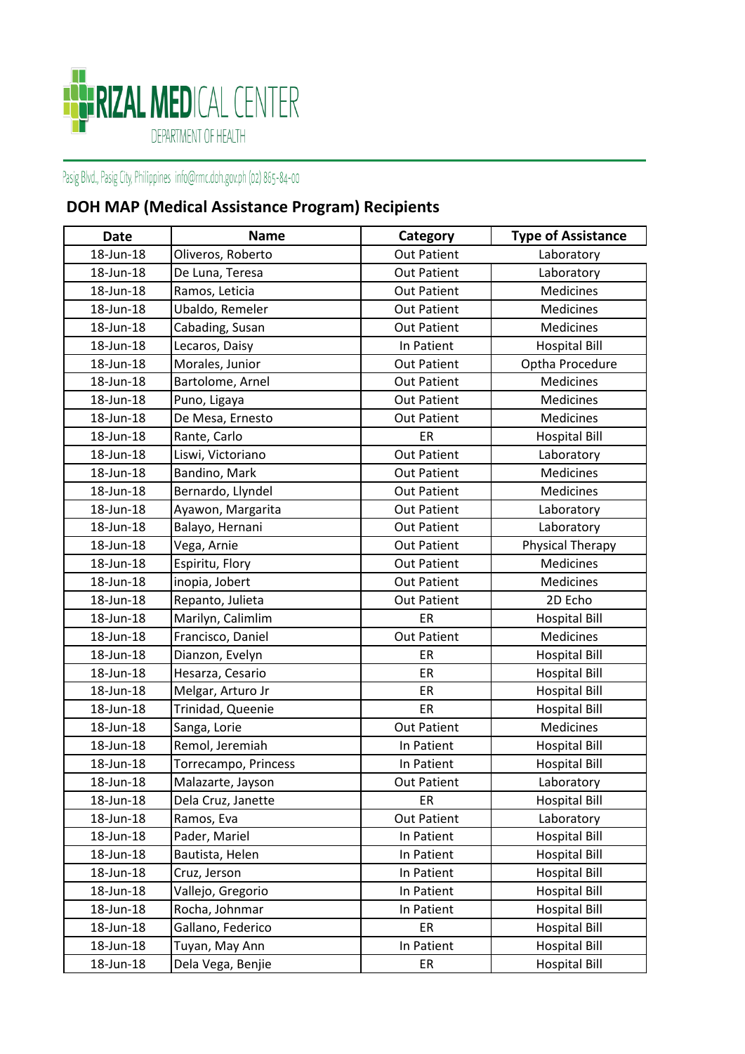RIZAL MEDICAL CENTER
DEPARTMENT OF HEALTH

Pasig Blvd., Pasig City, Philippines info@rmc.doh.gov.ph (02) 865-84-00

## DOH MAP (Medical Assistance Program) Recipients

| Date | Name | Category | Type of Assistance |
|---|---|---|---|
| 18-Jun-18 | Oliveros, Roberto | Out Patient | Laboratory |
| 18-Jun-18 | De Luna, Teresa | Out Patient | Laboratory |
| 18-Jun-18 | Ramos, Leticia | Out Patient | Medicines |
| 18-Jun-18 | Ubaldo, Remeler | Out Patient | Medicines |
| 18-Jun-18 | Cabading, Susan | Out Patient | Medicines |
| 18-Jun-18 | Lecaros, Daisy | In Patient | Hospital Bill |
| 18-Jun-18 | Morales, Junior | Out Patient | Optha Procedure |
| 18-Jun-18 | Bartolome, Arnel | Out Patient | Medicines |
| 18-Jun-18 | Puno, Ligaya | Out Patient | Medicines |
| 18-Jun-18 | De Mesa, Ernesto | Out Patient | Medicines |
| 18-Jun-18 | Rante, Carlo | ER | Hospital Bill |
| 18-Jun-18 | Liswi, Victoriano | Out Patient | Laboratory |
| 18-Jun-18 | Bandino, Mark | Out Patient | Medicines |
| 18-Jun-18 | Bernardo, Llyndel | Out Patient | Medicines |
| 18-Jun-18 | Ayawon, Margarita | Out Patient | Laboratory |
| 18-Jun-18 | Balayo, Hernani | Out Patient | Laboratory |
| 18-Jun-18 | Vega, Arnie | Out Patient | Physical Therapy |
| 18-Jun-18 | Espiritu, Flory | Out Patient | Medicines |
| 18-Jun-18 | inopia, Jobert | Out Patient | Medicines |
| 18-Jun-18 | Repanto, Julieta | Out Patient | 2D Echo |
| 18-Jun-18 | Marilyn, Calimlim | ER | Hospital Bill |
| 18-Jun-18 | Francisco, Daniel | Out Patient | Medicines |
| 18-Jun-18 | Dianzon, Evelyn | ER | Hospital Bill |
| 18-Jun-18 | Hesarza, Cesario | ER | Hospital Bill |
| 18-Jun-18 | Melgar, Arturo Jr | ER | Hospital Bill |
| 18-Jun-18 | Trinidad, Queenie | ER | Hospital Bill |
| 18-Jun-18 | Sanga, Lorie | Out Patient | Medicines |
| 18-Jun-18 | Remol, Jeremiah | In Patient | Hospital Bill |
| 18-Jun-18 | Torrecampo, Princess | In Patient | Hospital Bill |
| 18-Jun-18 | Malazarte, Jayson | Out Patient | Laboratory |
| 18-Jun-18 | Dela Cruz, Janette | ER | Hospital Bill |
| 18-Jun-18 | Ramos, Eva | Out Patient | Laboratory |
| 18-Jun-18 | Pader, Mariel | In Patient | Hospital Bill |
| 18-Jun-18 | Bautista, Helen | In Patient | Hospital Bill |
| 18-Jun-18 | Cruz, Jerson | In Patient | Hospital Bill |
| 18-Jun-18 | Vallejo, Gregorio | In Patient | Hospital Bill |
| 18-Jun-18 | Rocha, Johnmar | In Patient | Hospital Bill |
| 18-Jun-18 | Gallano, Federico | ER | Hospital Bill |
| 18-Jun-18 | Tuyan, May Ann | In Patient | Hospital Bill |
| 18-Jun-18 | Dela Vega, Benjie | ER | Hospital Bill |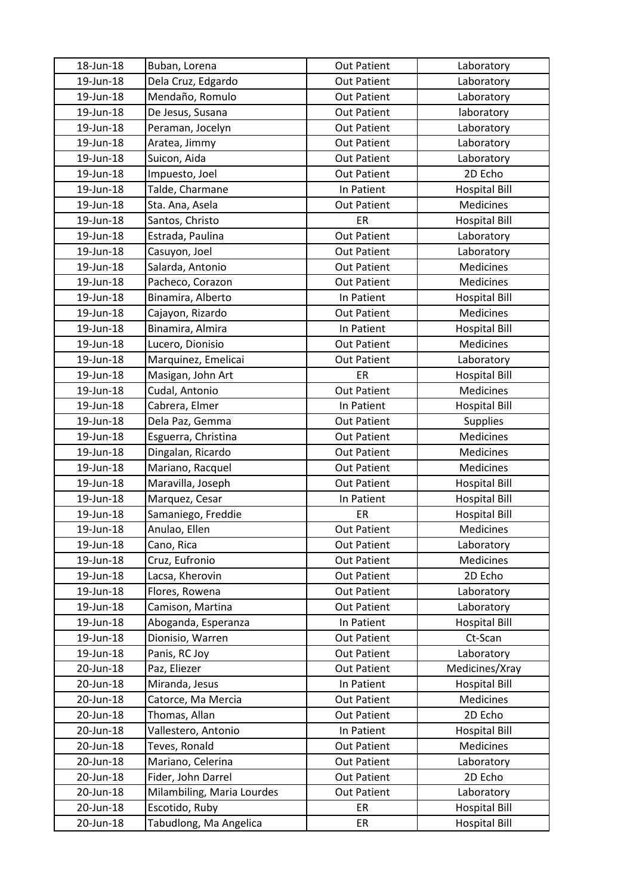| 18-Jun-18 | Buban, Lorena | Out Patient | Laboratory |
|---|---|---|---|
| 19-Jun-18 | Dela Cruz, Edgardo | Out Patient | Laboratory |
| 19-Jun-18 | Mendaño, Romulo | Out Patient | Laboratory |
| 19-Jun-18 | De Jesus, Susana | Out Patient | laboratory |
| 19-Jun-18 | Peraman, Jocelyn | Out Patient | Laboratory |
| 19-Jun-18 | Aratea, Jimmy | Out Patient | Laboratory |
| 19-Jun-18 | Suicon, Aida | Out Patient | Laboratory |
| 19-Jun-18 | Impuesto, Joel | Out Patient | 2D Echo |
| 19-Jun-18 | Talde, Charmane | In Patient | Hospital Bill |
| 19-Jun-18 | Sta. Ana, Asela | Out Patient | Medicines |
| 19-Jun-18 | Santos, Christo | ER | Hospital Bill |
| 19-Jun-18 | Estrada, Paulina | Out Patient | Laboratory |
| 19-Jun-18 | Casuyon, Joel | Out Patient | Laboratory |
| 19-Jun-18 | Salarda, Antonio | Out Patient | Medicines |
| 19-Jun-18 | Pacheco, Corazon | Out Patient | Medicines |
| 19-Jun-18 | Binamira, Alberto | In Patient | Hospital Bill |
| 19-Jun-18 | Cajayon, Rizardo | Out Patient | Medicines |
| 19-Jun-18 | Binamira, Almira | In Patient | Hospital Bill |
| 19-Jun-18 | Lucero, Dionisio | Out Patient | Medicines |
| 19-Jun-18 | Marquinez, Emelicai | Out Patient | Laboratory |
| 19-Jun-18 | Masigan, John Art | ER | Hospital Bill |
| 19-Jun-18 | Cudal, Antonio | Out Patient | Medicines |
| 19-Jun-18 | Cabrera, Elmer | In Patient | Hospital Bill |
| 19-Jun-18 | Dela Paz, Gemma | Out Patient | Supplies |
| 19-Jun-18 | Esguerra, Christina | Out Patient | Medicines |
| 19-Jun-18 | Dingalan, Ricardo | Out Patient | Medicines |
| 19-Jun-18 | Mariano, Racquel | Out Patient | Medicines |
| 19-Jun-18 | Maravilla, Joseph | Out Patient | Hospital Bill |
| 19-Jun-18 | Marquez, Cesar | In Patient | Hospital Bill |
| 19-Jun-18 | Samaniego, Freddie | ER | Hospital Bill |
| 19-Jun-18 | Anulao, Ellen | Out Patient | Medicines |
| 19-Jun-18 | Cano, Rica | Out Patient | Laboratory |
| 19-Jun-18 | Cruz, Eufronio | Out Patient | Medicines |
| 19-Jun-18 | Lacsa, Kherovin | Out Patient | 2D Echo |
| 19-Jun-18 | Flores, Rowena | Out Patient | Laboratory |
| 19-Jun-18 | Camison, Martina | Out Patient | Laboratory |
| 19-Jun-18 | Aboganda, Esperanza | In Patient | Hospital Bill |
| 19-Jun-18 | Dionisio, Warren | Out Patient | Ct-Scan |
| 19-Jun-18 | Panis, RC Joy | Out Patient | Laboratory |
| 20-Jun-18 | Paz, Eliezer | Out Patient | Medicines/Xray |
| 20-Jun-18 | Miranda, Jesus | In Patient | Hospital Bill |
| 20-Jun-18 | Catorce, Ma Mercia | Out Patient | Medicines |
| 20-Jun-18 | Thomas, Allan | Out Patient | 2D Echo |
| 20-Jun-18 | Vallestero, Antonio | In Patient | Hospital Bill |
| 20-Jun-18 | Teves, Ronald | Out Patient | Medicines |
| 20-Jun-18 | Mariano, Celerina | Out Patient | Laboratory |
| 20-Jun-18 | Fider, John Darrel | Out Patient | 2D Echo |
| 20-Jun-18 | Milambiling, Maria Lourdes | Out Patient | Laboratory |
| 20-Jun-18 | Escotido, Ruby | ER | Hospital Bill |
| 20-Jun-18 | Tabudlong, Ma Angelica | ER | Hospital Bill |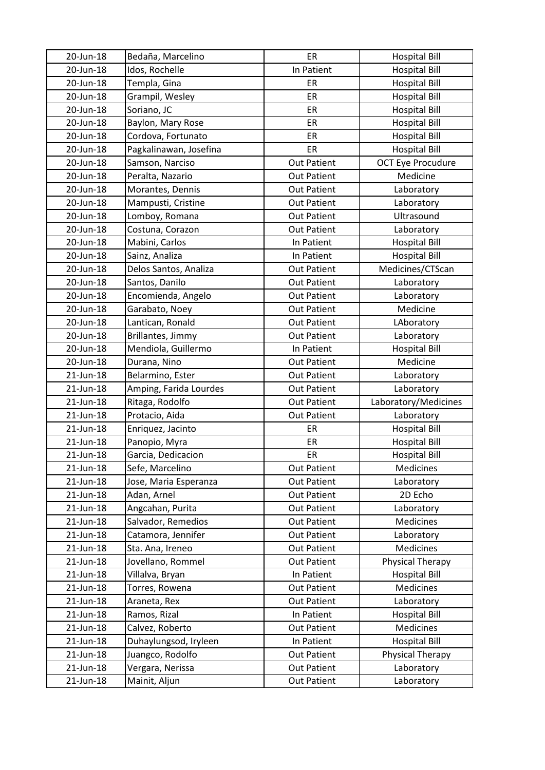| | | | |
|---|---|---|---|
| 20-Jun-18 | Bedaña, Marcelino | ER | Hospital Bill |
| 20-Jun-18 | Idos, Rochelle | In Patient | Hospital Bill |
| 20-Jun-18 | Templa, Gina | ER | Hospital Bill |
| 20-Jun-18 | Grampil, Wesley | ER | Hospital Bill |
| 20-Jun-18 | Soriano, JC | ER | Hospital Bill |
| 20-Jun-18 | Baylon, Mary Rose | ER | Hospital Bill |
| 20-Jun-18 | Cordova, Fortunato | ER | Hospital Bill |
| 20-Jun-18 | Pagkalinawan, Josefina | ER | Hospital Bill |
| 20-Jun-18 | Samson, Narciso | Out Patient | OCT Eye Procudure |
| 20-Jun-18 | Peralta, Nazario | Out Patient | Medicine |
| 20-Jun-18 | Morantes, Dennis | Out Patient | Laboratory |
| 20-Jun-18 | Mampusti, Cristine | Out Patient | Laboratory |
| 20-Jun-18 | Lomboy, Romana | Out Patient | Ultrasound |
| 20-Jun-18 | Costuna, Corazon | Out Patient | Laboratory |
| 20-Jun-18 | Mabini, Carlos | In Patient | Hospital Bill |
| 20-Jun-18 | Sainz, Analiza | In Patient | Hospital Bill |
| 20-Jun-18 | Delos Santos, Analiza | Out Patient | Medicines/CTScan |
| 20-Jun-18 | Santos, Danilo | Out Patient | Laboratory |
| 20-Jun-18 | Encomienda, Angelo | Out Patient | Laboratory |
| 20-Jun-18 | Garabato, Noey | Out Patient | Medicine |
| 20-Jun-18 | Lantican, Ronald | Out Patient | LAboratory |
| 20-Jun-18 | Brillantes, Jimmy | Out Patient | Laboratory |
| 20-Jun-18 | Mendiola, Guillermo | In Patient | Hospital Bill |
| 20-Jun-18 | Durana, Nino | Out Patient | Medicine |
| 21-Jun-18 | Belarmino, Ester | Out Patient | Laboratory |
| 21-Jun-18 | Amping, Farida Lourdes | Out Patient | Laboratory |
| 21-Jun-18 | Ritaga, Rodolfo | Out Patient | Laboratory/Medicines |
| 21-Jun-18 | Protacio, Aida | Out Patient | Laboratory |
| 21-Jun-18 | Enriquez, Jacinto | ER | Hospital Bill |
| 21-Jun-18 | Panopio, Myra | ER | Hospital Bill |
| 21-Jun-18 | Garcia, Dedicacion | ER | Hospital Bill |
| 21-Jun-18 | Sefe, Marcelino | Out Patient | Medicines |
| 21-Jun-18 | Jose, Maria Esperanza | Out Patient | Laboratory |
| 21-Jun-18 | Adan, Arnel | Out Patient | 2D Echo |
| 21-Jun-18 | Angcahan, Purita | Out Patient | Laboratory |
| 21-Jun-18 | Salvador, Remedios | Out Patient | Medicines |
| 21-Jun-18 | Catamora, Jennifer | Out Patient | Laboratory |
| 21-Jun-18 | Sta. Ana, Ireneo | Out Patient | Medicines |
| 21-Jun-18 | Jovellano, Rommel | Out Patient | Physical Therapy |
| 21-Jun-18 | Villalva, Bryan | In Patient | Hospital Bill |
| 21-Jun-18 | Torres, Rowena | Out Patient | Medicines |
| 21-Jun-18 | Araneta, Rex | Out Patient | Laboratory |
| 21-Jun-18 | Ramos, Rizal | In Patient | Hospital Bill |
| 21-Jun-18 | Calvez, Roberto | Out Patient | Medicines |
| 21-Jun-18 | Duhaylungsod, Iryleen | In Patient | Hospital Bill |
| 21-Jun-18 | Juangco, Rodolfo | Out Patient | Physical Therapy |
| 21-Jun-18 | Vergara, Nerissa | Out Patient | Laboratory |
| 21-Jun-18 | Mainit, Aljun | Out Patient | Laboratory |